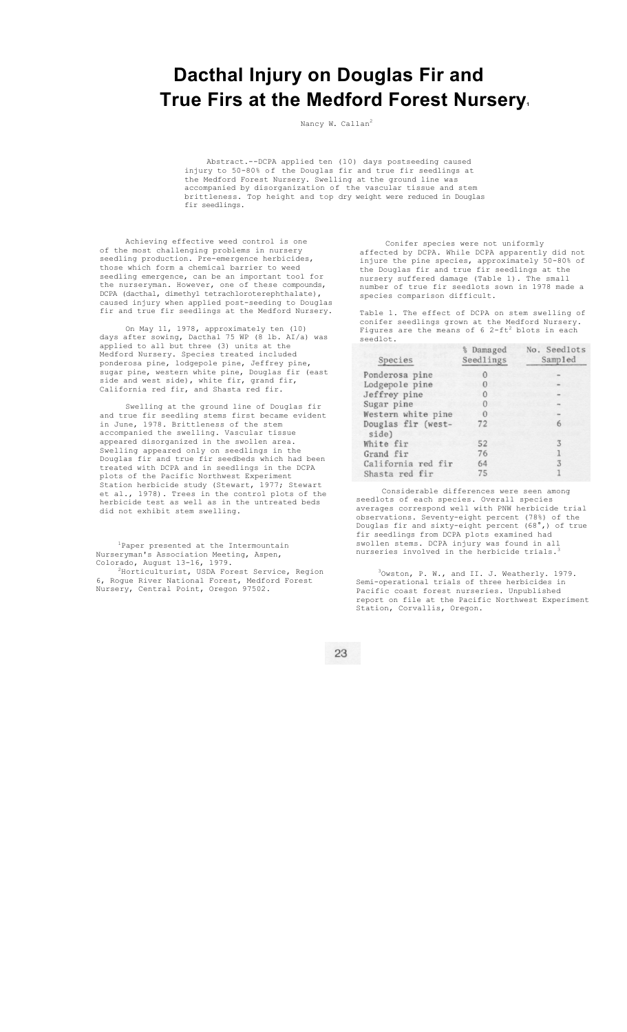# Dacthal Injury on Douglas Fir and True Firs at the Medford Forest Nursery[1]

Nancy W. Callan[2]

Abstract.--DCPA applied ten (10) days postseeding caused injury to 50-80% of the Douglas fir and true fir seedlings at the Medford Forest Nursery. Swelling at the ground line was accompanied by disorganization of the vascular tissue and stem brittleness. Top height and top dry weight were reduced in Douglas fir seedlings.

Achieving effective weed control is one of the most challenging problems in nursery seedling production. Pre-emergence herbicides, those which form a chemical barrier to weed seedling emergence, can be an important tool for the nurseryman. However, one of these compounds, DCPA (dacthal, dimethyl tetrachloroterephthalate), caused injury when applied post-seeding to Douglas fir and true fir seedlings at the Medford Nursery.

On May 11, 1978, approximately ten (10) days after sowing, Dacthal 75 WP (8 lb. AI/a) was applied to all but three (3) units at the Medford Nursery. Species treated included ponderosa pine, lodgepole pine, Jeffrey pine, sugar pine, western white pine, Douglas fir (east side and west side), white fir, grand fir, California red fir, and Shasta red fir.

Swelling at the ground line of Douglas fir and true fir seedling stems first became evident in June, 1978. Brittleness of the stem accompanied the swelling. Vascular tissue appeared disorganized in the swollen area. Swelling appeared only on seedlings in the Douglas fir and true fir seedbeds which had been treated with DCPA and in seedlings in the DCPA plots of the Pacific Northwest Experiment Station herbicide study (Stewart, 1977; Stewart et al., 1978). Trees in the control plots of the herbicide test as well as in the untreated beds did not exhibit stem swelling.

[1]Paper presented at the Intermountain Nurseryman's Association Meeting, Aspen, Colorado, August 13-16, 1979.

[2]Horticulturist, USDA Forest Service, Region 6, Rogue River National Forest, Medford Forest Nursery, Central Point, Oregon 97502.

Conifer species were not uniformly affected by DCPA. While DCPA apparently did not injure the pine species, approximately 50-80% of the Douglas fir and true fir seedlings at the nursery suffered damage (Table 1). The small number of true fir seedlots sown in 1978 made a species comparison difficult.

Table 1. The effect of DCPA on stem swelling of conifer seedlings grown at the Medford Nursery. Figures are the means of 6 2-ft$^2$ blots in each seedlot.

| Species | % Damaged Seedlings | No. Seedlots Sampled |
|---|---|---|
| Ponderosa pine | 0 | - |
| Lodgepole pine | 0 | - |
| Jeffrey pine | 0 | - |
| Sugar pine | 0 | - |
| Western white pine | 0 | - |
| Douglas fir (west-side) | 72 | 6 |
| White fir | 52 | 3 |
| Grand fir | 76 | 1 |
| California red fir | 64 | 3 |
| Shasta red fir | 75 | 1 |

Considerable differences were seen among seedlots of each species. Overall species averages correspond well with PNW herbicide trial observations. Seventy-eight percent (78%) of the Douglas fir and sixty-eight percent (68%) of true fir seedlings from DCPA plots examined had swollen stems. DCPA injury was found in all nurseries involved in the herbicide trials.[3]

[3]Owston, P. W., and II. J. Weatherly. 1979. Semi-operational trials of three herbicides in Pacific coast forest nurseries. Unpublished report on file at the Pacific Northwest Experiment Station, Corvallis, Oregon.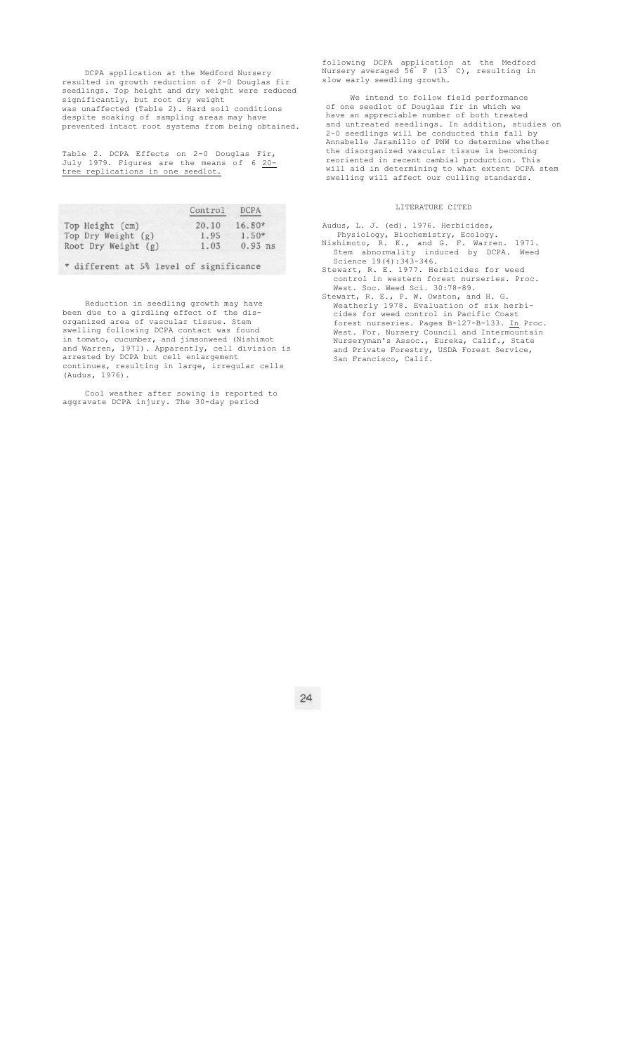DCPA application at the Medford Nursery resulted in growth reduction of 2-0 Douglas fir seedlings. Top height and dry weight were reduced significantly, but root dry weight was unaffected (Table 2). Hard soil conditions despite soaking of sampling areas may have prevented intact root systems from being obtained.

Table 2. DCPA Effects on 2-0 Douglas Fir, July 1979. Figures are the means of 6 20-tree replications in one seedlot.

| | Control | DCPA |
|---|---|---|
| Top Height (cm) | 20.10 | 16.80* |
| Top Dry Weight (g) | 1.95 | 1.50* |
| Root Dry Weight (g) | 1.03 | 0.93 ns |

\* different at 5% level of significance

Reduction in seedling growth may have been due to a girdling effect of the disorganized area of vascular tissue. Stem swelling following DCPA contact was found in tomato, cucumber, and jimsonweed (Nishimot and Warren, 1971). Apparently, cell division is arrested by DCPA but cell enlargement continues, resulting in large, irregular cells (Audus, 1976).

Cool weather after sowing is reported to aggravate DCPA injury. The 30-day period following DCPA application at the Medford Nursery averaged 56° F (13° C), resulting in slow early seedling growth.

We intend to follow field performance of one seedlot of Douglas fir in which we have an appreciable number of both treated and untreated seedlings. In addition, studies on 2-0 seedlings will be conducted this fall by Annabelle Jaramillo of PNW to determine whether the disorganized vascular tissue is becoming reoriented in recent cambial production. This will aid in determining to what extent DCPA stem swelling will affect our culling standards.

## LITERATURE CITED

Audus, L. J. (ed). 1976. Herbicides, Physiology, Biochemistry, Ecology.

Nishimoto, R. K., and G. F. Warren. 1971. Stem abnormality induced by DCPA. Weed Science 19(4):343-346.

Stewart, R. E. 1977. Herbicides for weed control in western forest nurseries. Proc. West. Soc. Weed Sci. 30:78-89.

Stewart, R. E., P. W. Owston, and H. G. Weatherly 1978. Evaluation of six herbicides for weed control in Pacific Coast forest nurseries. Pages B-127-B-133. In Proc. West. For. Nursery Council and Intermountain Nurseryman's Assoc., Eureka, Calif., State and Private Forestry, USDA Forest Service, San Francisco, Calif.